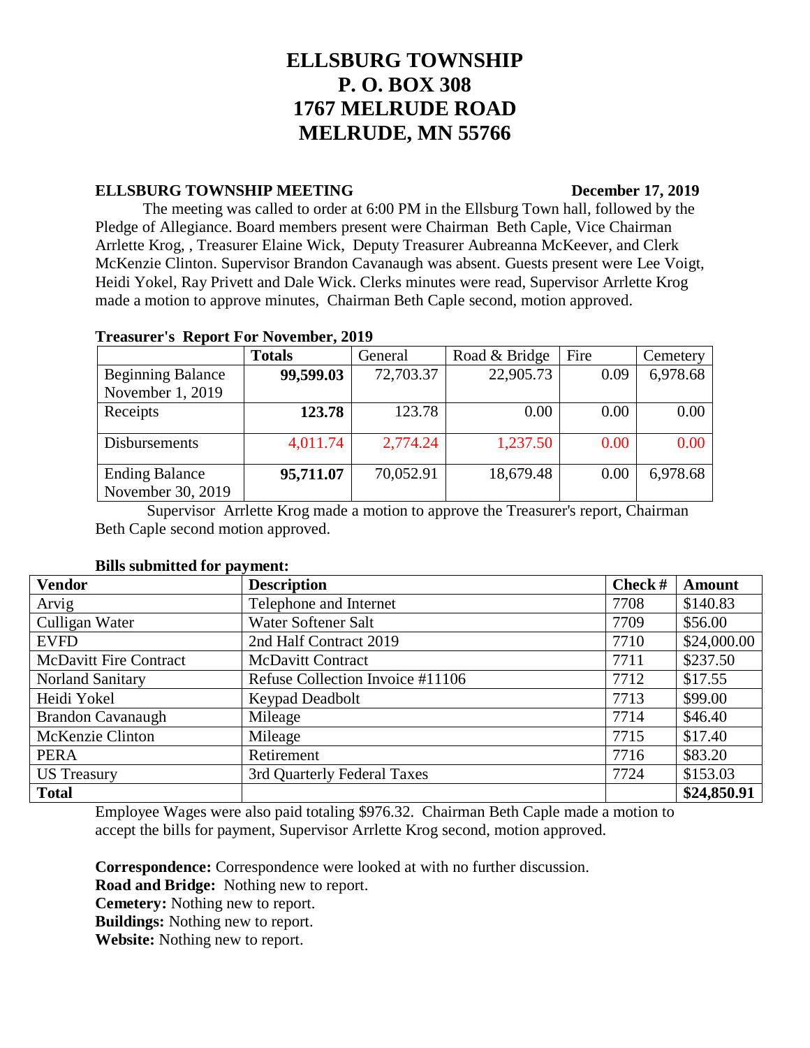# ELLSBURG TOWNSHIP
# P. O. BOX 308
# 1767 MELRUDE ROAD
# MELRUDE, MN 55766

**ELLSBURG TOWNSHIP MEETING** **December 17, 2019**

The meeting was called to order at 6:00 PM in the Ellsburg Town hall, followed by the Pledge of Allegiance. Board members present were Chairman Beth Caple, Vice Chairman Arrlette Krog, , Treasurer Elaine Wick, Deputy Treasurer Aubreanna McKeever, and Clerk McKenzie Clinton. Supervisor Brandon Cavanaugh was absent. Guests present were Lee Voigt, Heidi Yokel, Ray Privett and Dale Wick. Clerks minutes were read, Supervisor Arrlette Krog made a motion to approve minutes, Chairman Beth Caple second, motion approved.

**Treasurer's Report For November, 2019**

| | **Totals** | General | Road & Bridge | Fire | Cemetery |
|---|---|---|---|---|---|
| Beginning Balance November 1, 2019 | **99,599.03** | 72,703.37 | 22,905.73 | 0.09 | 6,978.68 |
| Receipts | **123.78** | 123.78 | 0.00 | 0.00 | 0.00 |
| Disbursements | 4,011.74 | 2,774.24 | 1,237.50 | 0.00 | 0.00 |
| Ending Balance November 30, 2019 | **95,711.07** | 70,052.91 | 18,679.48 | 0.00 | 6,978.68 |

Supervisor Arrlette Krog made a motion to approve the Treasurer's report, Chairman Beth Caple second motion approved.

**Bills submitted for payment:**

| **Vendor** | **Description** | **Check #** | **Amount** |
|---|---|---|---|
| Arvig | Telephone and Internet | 7708 | $140.83 |
| Culligan Water | Water Softener Salt | 7709 | $56.00 |
| EVFD | 2nd Half Contract 2019 | 7710 | $24,000.00 |
| McDavitt Fire Contract | McDavitt Contract | 7711 | $237.50 |
| Norland Sanitary | Refuse Collection Invoice #11106 | 7712 | $17.55 |
| Heidi Yokel | Keypad Deadbolt | 7713 | $99.00 |
| Brandon Cavanaugh | Mileage | 7714 | $46.40 |
| McKenzie Clinton | Mileage | 7715 | $17.40 |
| PERA | Retirement | 7716 | $83.20 |
| US Treasury | 3rd Quarterly Federal Taxes | 7724 | $153.03 |
| **Total** | | | **$24,850.91** |

Employee Wages were also paid totaling $976.32. Chairman Beth Caple made a motion to accept the bills for payment, Supervisor Arrlette Krog second, motion approved.

**Correspondence:** Correspondence were looked at with no further discussion.
**Road and Bridge:** Nothing new to report.
**Cemetery:** Nothing new to report.
**Buildings:** Nothing new to report.
**Website:** Nothing new to report.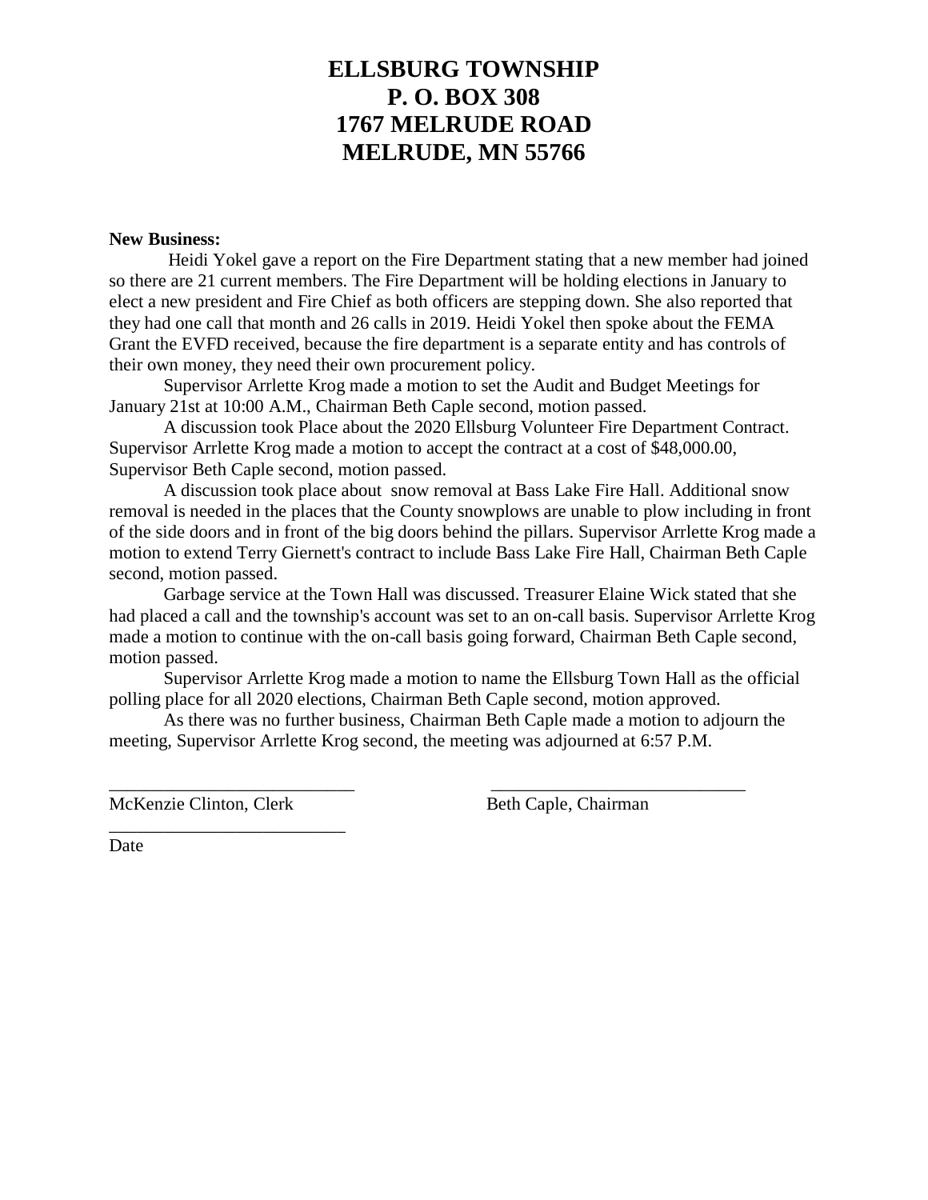# ELLSBURG TOWNSHIP
# P. O. BOX 308
# 1767 MELRUDE ROAD
# MELRUDE, MN 55766

**New Business:**

Heidi Yokel gave a report on the Fire Department stating that a new member had joined so there are 21 current members. The Fire Department will be holding elections in January to elect a new president and Fire Chief as both officers are stepping down. She also reported that they had one call that month and 26 calls in 2019. Heidi Yokel then spoke about the FEMA Grant the EVFD received, because the fire department is a separate entity and has controls of their own money, they need their own procurement policy.

Supervisor Arrlette Krog made a motion to set the Audit and Budget Meetings for January 21st at 10:00 A.M., Chairman Beth Caple second, motion passed.

A discussion took Place about the 2020 Ellsburg Volunteer Fire Department Contract. Supervisor Arrlette Krog made a motion to accept the contract at a cost of $48,000.00, Supervisor Beth Caple second, motion passed.

A discussion took place about snow removal at Bass Lake Fire Hall. Additional snow removal is needed in the places that the County snowplows are unable to plow including in front of the side doors and in front of the big doors behind the pillars. Supervisor Arrlette Krog made a motion to extend Terry Giernett's contract to include Bass Lake Fire Hall, Chairman Beth Caple second, motion passed.

Garbage service at the Town Hall was discussed. Treasurer Elaine Wick stated that she had placed a call and the township's account was set to an on-call basis. Supervisor Arrlette Krog made a motion to continue with the on-call basis going forward, Chairman Beth Caple second, motion passed.

Supervisor Arrlette Krog made a motion to name the Ellsburg Town Hall as the official polling place for all 2020 elections, Chairman Beth Caple second, motion approved.

As there was no further business, Chairman Beth Caple made a motion to adjourn the meeting, Supervisor Arrlette Krog second, the meeting was adjourned at 6:57 P.M.

___________________________ ___________________________

McKenzie Clinton, Clerk Beth Caple, Chairman

___________________________

Date